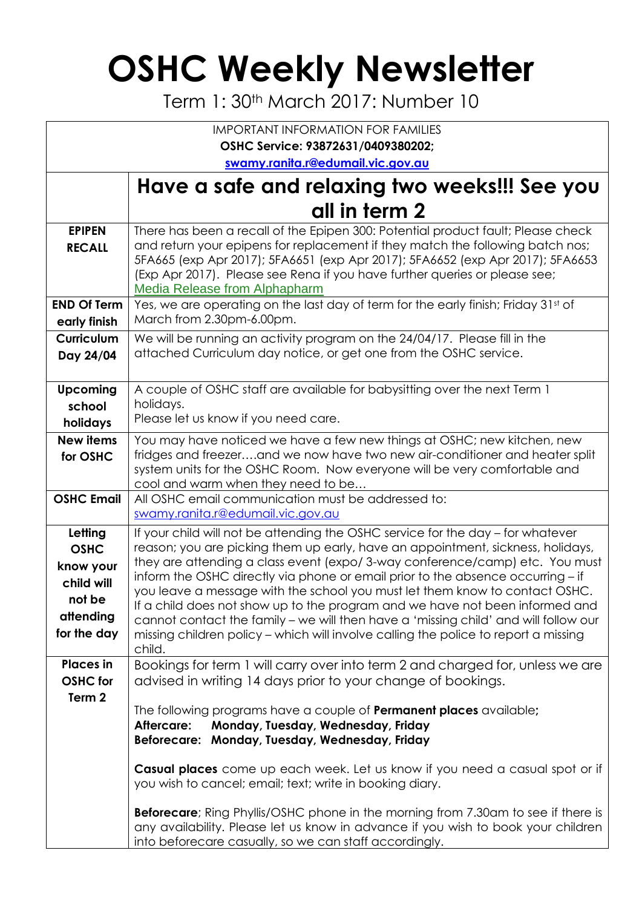# OSHC Weekly Newsletter

Term 1: 30th March 2017: Number 10

| IMPORTANT INFORMATION FOR FAMILIES<br>**OSHC Service: 93872631/0409380202;**<br>**swamy.ranita.r@edumail.vic.gov.au** | |
|---|---|
| | **Have a safe and relaxing two weeks!!! See you all in term 2** |
| **EPIPEN RECALL** | There has been a recall of the Epipen 300: Potential product fault; Please check and return your epipens for replacement if they match the following batch nos; 5FA665 (exp Apr 2017); 5FA6651 (exp Apr 2017); 5FA6652 (exp Apr 2017); 5FA6653 (Exp Apr 2017). Please see Rena if you have further queries or please see; Media Release from Alphapharm |
| **END Of Term early finish** | Yes, we are operating on the last day of term for the early finish; Friday 31st of March from 2.30pm-6.00pm. |
| **Curriculum Day 24/04** | We will be running an activity program on the 24/04/17. Please fill in the attached Curriculum day notice, or get one from the OSHC service. |
| **Upcoming school holidays** | A couple of OSHC staff are available for babysitting over the next Term 1 holidays.<br>Please let us know if you need care. |
| **New items for OSHC** | You may have noticed we have a few new things at OSHC; new kitchen, new fridges and freezer….and we now have two new air-conditioner and heater split system units for the OSHC Room. Now everyone will be very comfortable and cool and warm when they need to be… |
| **OSHC Email** | All OSHC email communication must be addressed to: swamy.ranita.r@edumail.vic.gov.au |
| **Letting OSHC know your child will not be attending for the day** | If your child will not be attending the OSHC service for the day – for whatever reason; you are picking them up early, have an appointment, sickness, holidays, they are attending a class event (expo/ 3-way conference/camp) etc. You must inform the OSHC directly via phone or email prior to the absence occurring – if you leave a message with the school you must let them know to contact OSHC. If a child does not show up to the program and we have not been informed and cannot contact the family – we will then have a 'missing child' and will follow our missing children policy – which will involve calling the police to report a missing child. |
| **Places in OSHC for Term 2** | Bookings for term 1 will carry over into term 2 and charged for, unless we are advised in writing 14 days prior to your change of bookings.<br><br>The following programs have a couple of **Permanent places** available**;**<br>**Aftercare: Monday, Tuesday, Wednesday, Friday**<br>**Beforecare: Monday, Tuesday, Wednesday, Friday**<br><br>**Casual places** come up each week. Let us know if you need a casual spot or if you wish to cancel; email; text; write in booking diary.<br><br>**Beforecare**; Ring Phyllis/OSHC phone in the morning from 7.30am to see if there is any availability. Please let us know in advance if you wish to book your children into beforecare casually, so we can staff accordingly. |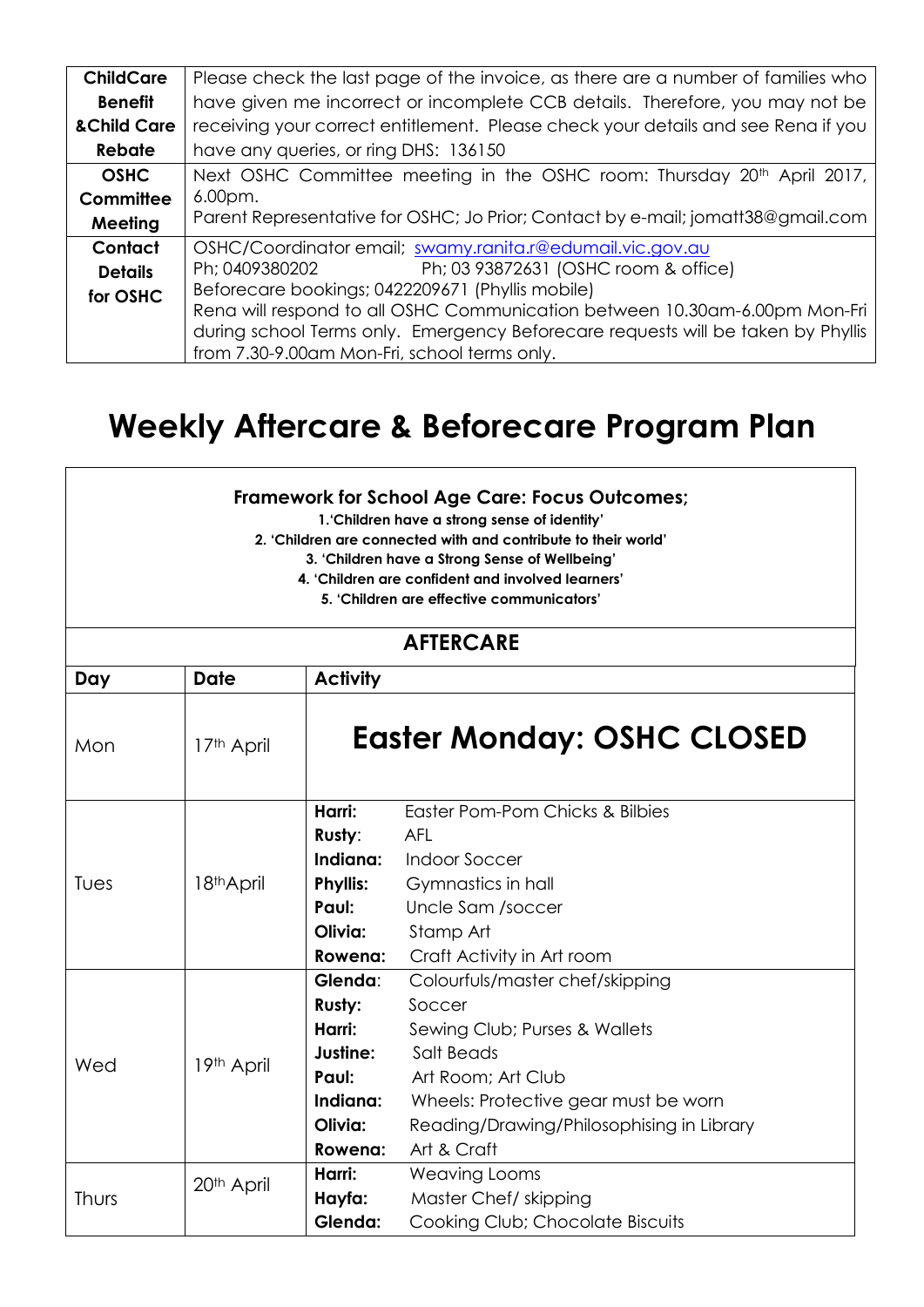| **ChildCare Benefit &Child Care Rebate** | Please check the last page of the invoice, as there are a number of families who have given me incorrect or incomplete CCB details. Therefore, you may not be receiving your correct entitlement. Please check your details and see Rena if you have any queries, or ring DHS: 136150 |
|---|---|
| **OSHC Committee Meeting** | Next OSHC Committee meeting in the OSHC room: Thursday 20th April 2017, 6.00pm.<br>Parent Representative for OSHC; Jo Prior; Contact by e-mail; jomatt38@gmail.com |
| **Contact Details for OSHC** | OSHC/Coordinator email; swamy.ranita.r@edumail.vic.gov.au<br>Ph; 0409380202 Ph; 03 93872631 (OSHC room & office)<br>Beforecare bookings; 0422209671 (Phyllis mobile)<br>Rena will respond to all OSHC Communication between 10.30am-6.00pm Mon-Fri during school Terms only. Emergency Beforecare requests will be taken by Phyllis from 7.30-9.00am Mon-Fri, school terms only. |

# Weekly Aftercare & Beforecare Program Plan

**Framework for School Age Care: Focus Outcomes;**

**1.'Children have a strong sense of identity'**
**2. 'Children are connected with and contribute to their world'**
**3. 'Children have a Strong Sense of Wellbeing'**
**4. 'Children are confident and involved learners'**
**5. 'Children are effective communicators'**

## AFTERCARE

| Day | Date | Activity | |
|---|---|---|---|
| Mon | 17th April | **Easter Monday: OSHC CLOSED** | |
| Tues | 18th April | **Harri:** | Easter Pom-Pom Chicks & Bilbies |
| | | **Rusty:** | AFL |
| | | **Indiana:** | Indoor Soccer |
| | | **Phyllis:** | Gymnastics in hall |
| | | **Paul:** | Uncle Sam /soccer |
| | | **Olivia:** | Stamp Art |
| | | **Rowena:** | Craft Activity in Art room |
| Wed | 19th April | **Glenda:** | Colourfuls/master chef/skipping |
| | | **Rusty:** | Soccer |
| | | **Harri:** | Sewing Club; Purses & Wallets |
| | | **Justine:** | Salt Beads |
| | | **Paul:** | Art Room; Art Club |
| | | **Indiana:** | Wheels: Protective gear must be worn |
| | | **Olivia:** | Reading/Drawing/Philosophising in Library |
| | | **Rowena:** | Art & Craft |
| Thurs | 20th April | **Harri:** | Weaving Looms |
| | | **Hayfa:** | Master Chef/ skipping |
| | | **Glenda:** | Cooking Club; Chocolate Biscuits |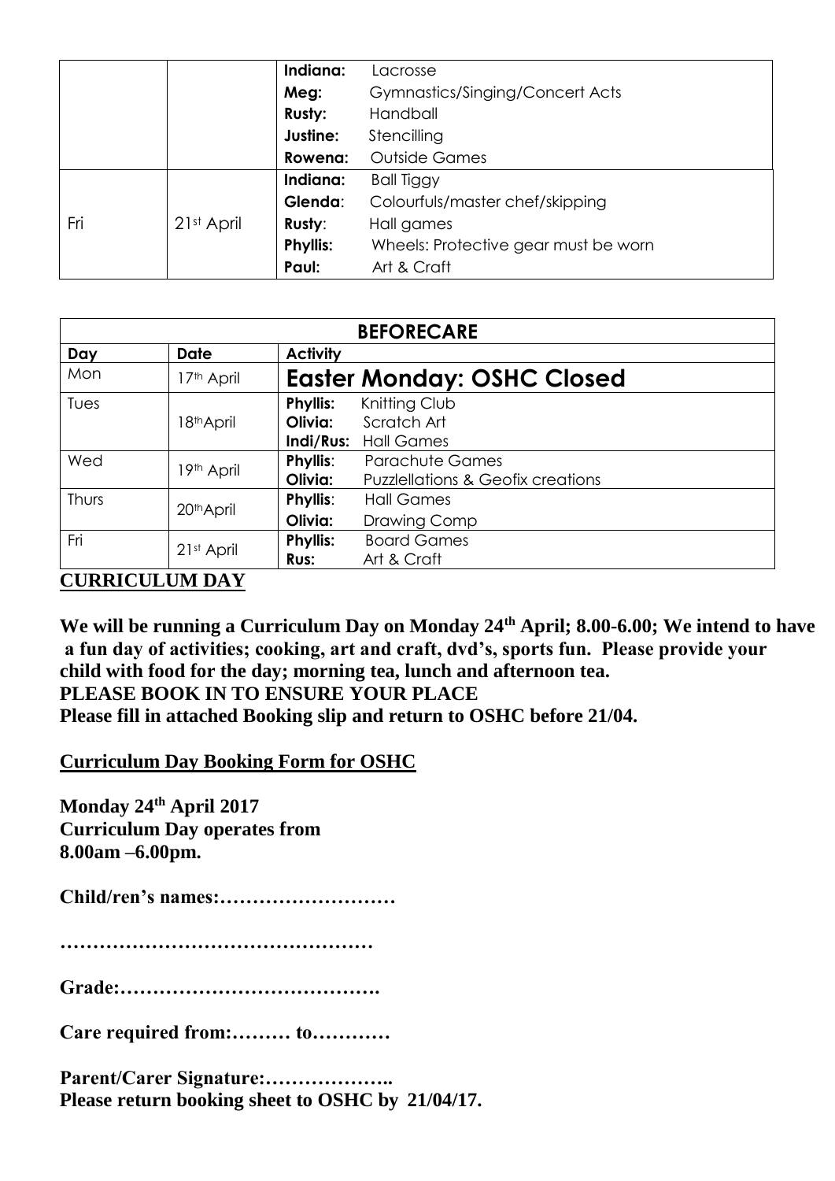| | | |
|---|---|---|
| | | **Indiana:** Lacrosse<br>**Meg:** Gymnastics/Singing/Concert Acts<br>**Rusty:** Handball<br>**Justine:** Stencilling<br>**Rowena:** Outside Games |
| Fri | 21st April | **Indiana:** Ball Tiggy<br>**Glenda**: Colourfuls/master chef/skipping<br>**Rusty**: Hall games<br>**Phyllis:** Wheels: Protective gear must be worn<br>**Paul:** Art & Craft |

| **BEFORECARE** | | |
|---|---|---|
| **Day** | **Date** | **Activity** |
| Mon | 17th April | **Easter Monday: OSHC Closed** |
| Tues | 18thApril | **Phyllis:** Knitting Club<br>**Olivia:** Scratch Art<br>**Indi/Rus:** Hall Games |
| Wed | 19th April | **Phyllis**: Parachute Games<br>**Olivia:** Puzzlellations & Geofix creations |
| Thurs | 20thApril | **Phyllis**: Hall Games<br>**Olivia:** Drawing Comp |
| Fri | 21st April | **Phyllis:** Board Games<br>**Rus:** Art & Craft |

## CURRICULUM DAY

**We will be running a Curriculum Day on Monday 24th April; 8.00-6.00; We intend to have a fun day of activities; cooking, art and craft, dvd's, sports fun. Please provide your child with food for the day; morning tea, lunch and afternoon tea.**
**PLEASE BOOK IN TO ENSURE YOUR PLACE**
**Please fill in attached Booking slip and return to OSHC before 21/04.**

## Curriculum Day Booking Form for OSHC

**Monday 24th April 2017**
**Curriculum Day operates from**
**8.00am –6.00pm.**

**Child/ren's names:………………………**

**…………………………………………**

**Grade:………………………………….**

**Care required from:……… to…………**

**Parent/Carer Signature:………………..**
**Please return booking sheet to OSHC by 21/04/17.**